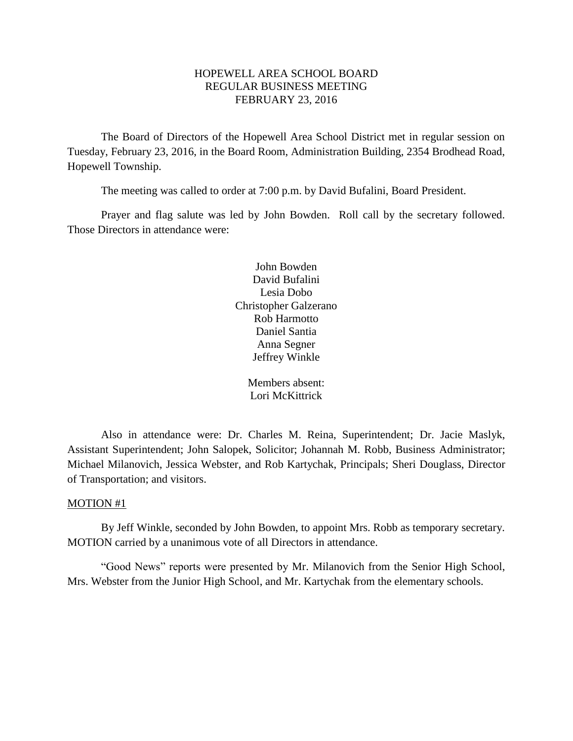# HOPEWELL AREA SCHOOL BOARD
## REGULAR BUSINESS MEETING
## FEBRUARY 23, 2016

The Board of Directors of the Hopewell Area School District met in regular session on Tuesday, February 23, 2016, in the Board Room, Administration Building, 2354 Brodhead Road, Hopewell Township.

The meeting was called to order at 7:00 p.m. by David Bufalini, Board President.

Prayer and flag salute was led by John Bowden. Roll call by the secretary followed. Those Directors in attendance were:

John Bowden
David Bufalini
Lesia Dobo
Christopher Galzerano
Rob Harmotto
Daniel Santia
Anna Segner
Jeffrey Winkle

Members absent:
Lori McKittrick

Also in attendance were: Dr. Charles M. Reina, Superintendent; Dr. Jacie Maslyk, Assistant Superintendent; John Salopek, Solicitor; Johannah M. Robb, Business Administrator; Michael Milanovich, Jessica Webster, and Rob Kartychak, Principals; Sheri Douglass, Director of Transportation; and visitors.

MOTION #1

By Jeff Winkle, seconded by John Bowden, to appoint Mrs. Robb as temporary secretary. MOTION carried by a unanimous vote of all Directors in attendance.

"Good News" reports were presented by Mr. Milanovich from the Senior High School, Mrs. Webster from the Junior High School, and Mr. Kartychak from the elementary schools.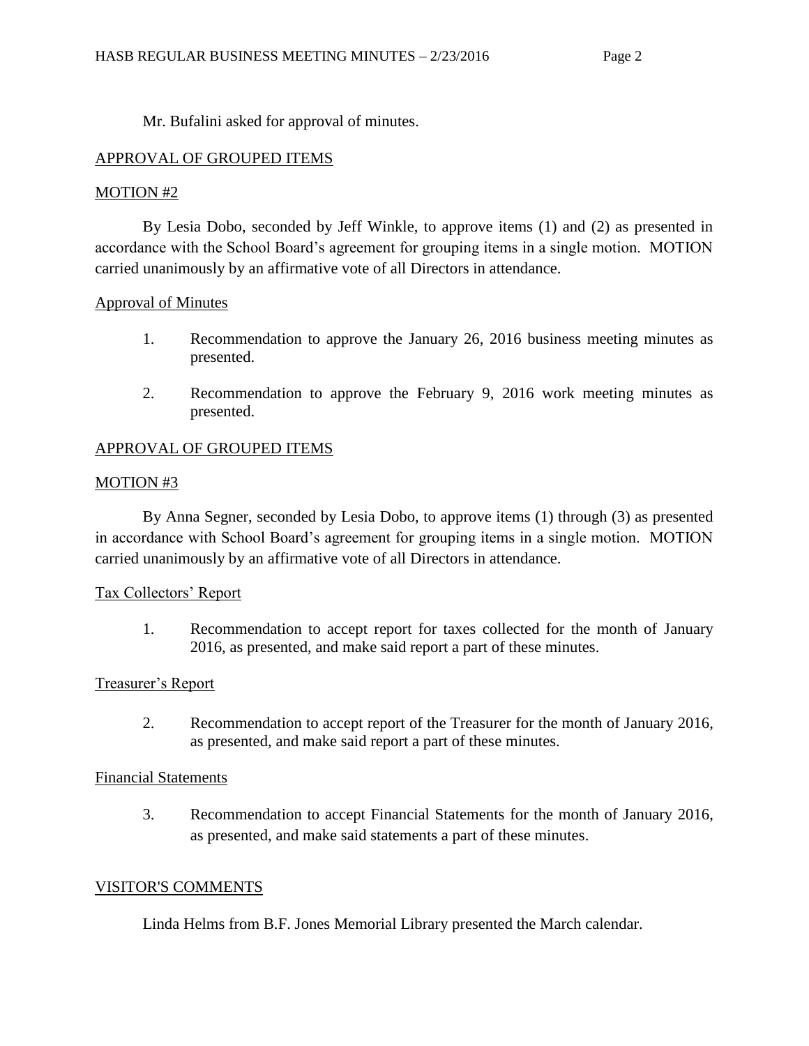Mr. Bufalini asked for approval of minutes.

## APPROVAL OF GROUPED ITEMS

### MOTION #2

By Lesia Dobo, seconded by Jeff Winkle, to approve items (1) and (2) as presented in accordance with the School Board's agreement for grouping items in a single motion. MOTION carried unanimously by an affirmative vote of all Directors in attendance.

### Approval of Minutes

1. Recommendation to approve the January 26, 2016 business meeting minutes as presented.

2. Recommendation to approve the February 9, 2016 work meeting minutes as presented.

## APPROVAL OF GROUPED ITEMS

### MOTION #3

By Anna Segner, seconded by Lesia Dobo, to approve items (1) through (3) as presented in accordance with School Board's agreement for grouping items in a single motion. MOTION carried unanimously by an affirmative vote of all Directors in attendance.

### Tax Collectors' Report

1. Recommendation to accept report for taxes collected for the month of January 2016, as presented, and make said report a part of these minutes.

### Treasurer's Report

2. Recommendation to accept report of the Treasurer for the month of January 2016, as presented, and make said report a part of these minutes.

### Financial Statements

3. Recommendation to accept Financial Statements for the month of January 2016, as presented, and make said statements a part of these minutes.

## VISITOR'S COMMENTS

Linda Helms from B.F. Jones Memorial Library presented the March calendar.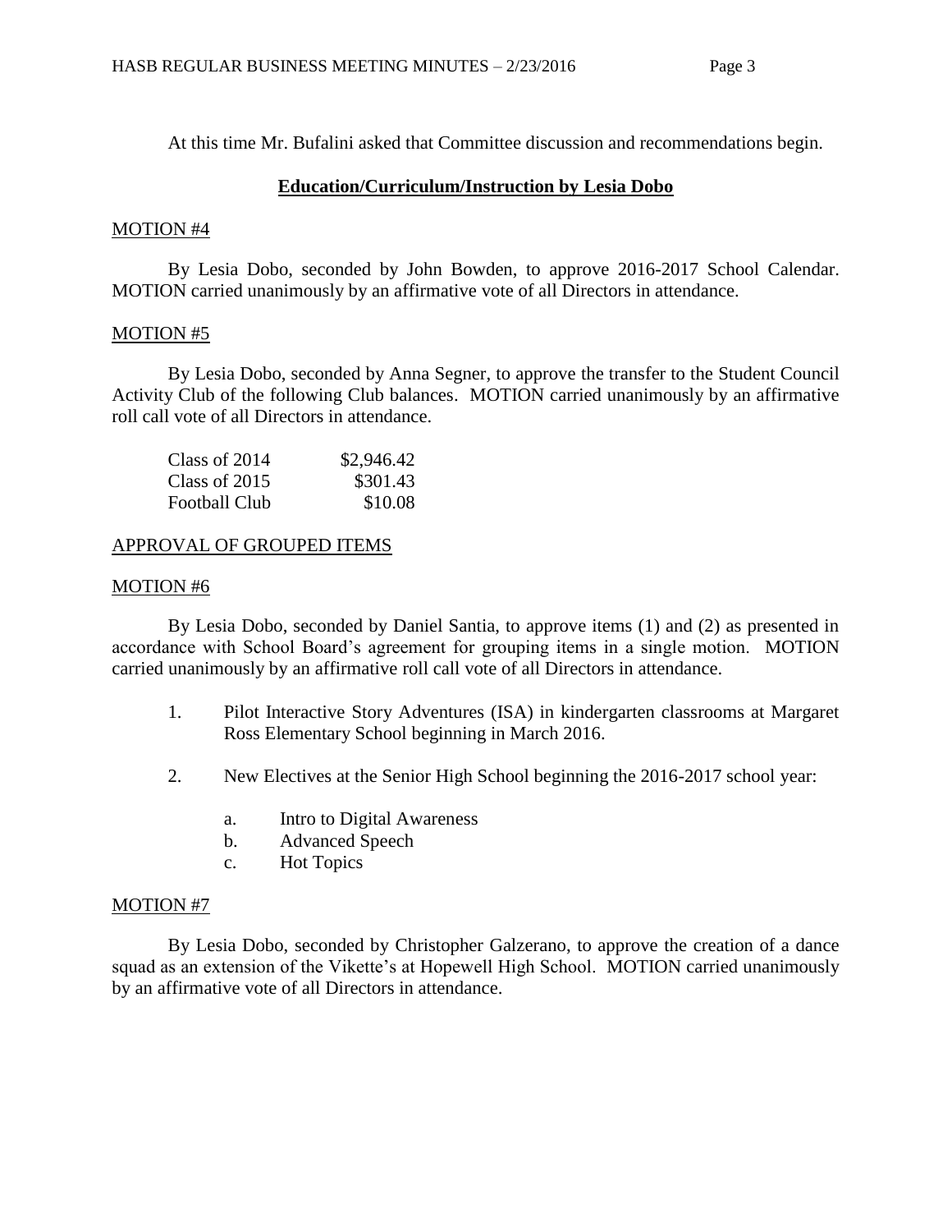At this time Mr. Bufalini asked that Committee discussion and recommendations begin.

## Education/Curriculum/Instruction by Lesia Dobo

MOTION #4

By Lesia Dobo, seconded by John Bowden, to approve 2016-2017 School Calendar. MOTION carried unanimously by an affirmative vote of all Directors in attendance.

MOTION #5

By Lesia Dobo, seconded by Anna Segner, to approve the transfer to the Student Council Activity Club of the following Club balances. MOTION carried unanimously by an affirmative roll call vote of all Directors in attendance.

| | |
|---|---|
| Class of 2014 | $2,946.42 |
| Class of 2015 | $301.43 |
| Football Club | $10.08 |

APPROVAL OF GROUPED ITEMS

MOTION #6

By Lesia Dobo, seconded by Daniel Santia, to approve items (1) and (2) as presented in accordance with School Board's agreement for grouping items in a single motion. MOTION carried unanimously by an affirmative roll call vote of all Directors in attendance.

1. Pilot Interactive Story Adventures (ISA) in kindergarten classrooms at Margaret Ross Elementary School beginning in March 2016.

2. New Electives at the Senior High School beginning the 2016-2017 school year:

   a. Intro to Digital Awareness
   b. Advanced Speech
   c. Hot Topics

MOTION #7

By Lesia Dobo, seconded by Christopher Galzerano, to approve the creation of a dance squad as an extension of the Vikette's at Hopewell High School. MOTION carried unanimously by an affirmative vote of all Directors in attendance.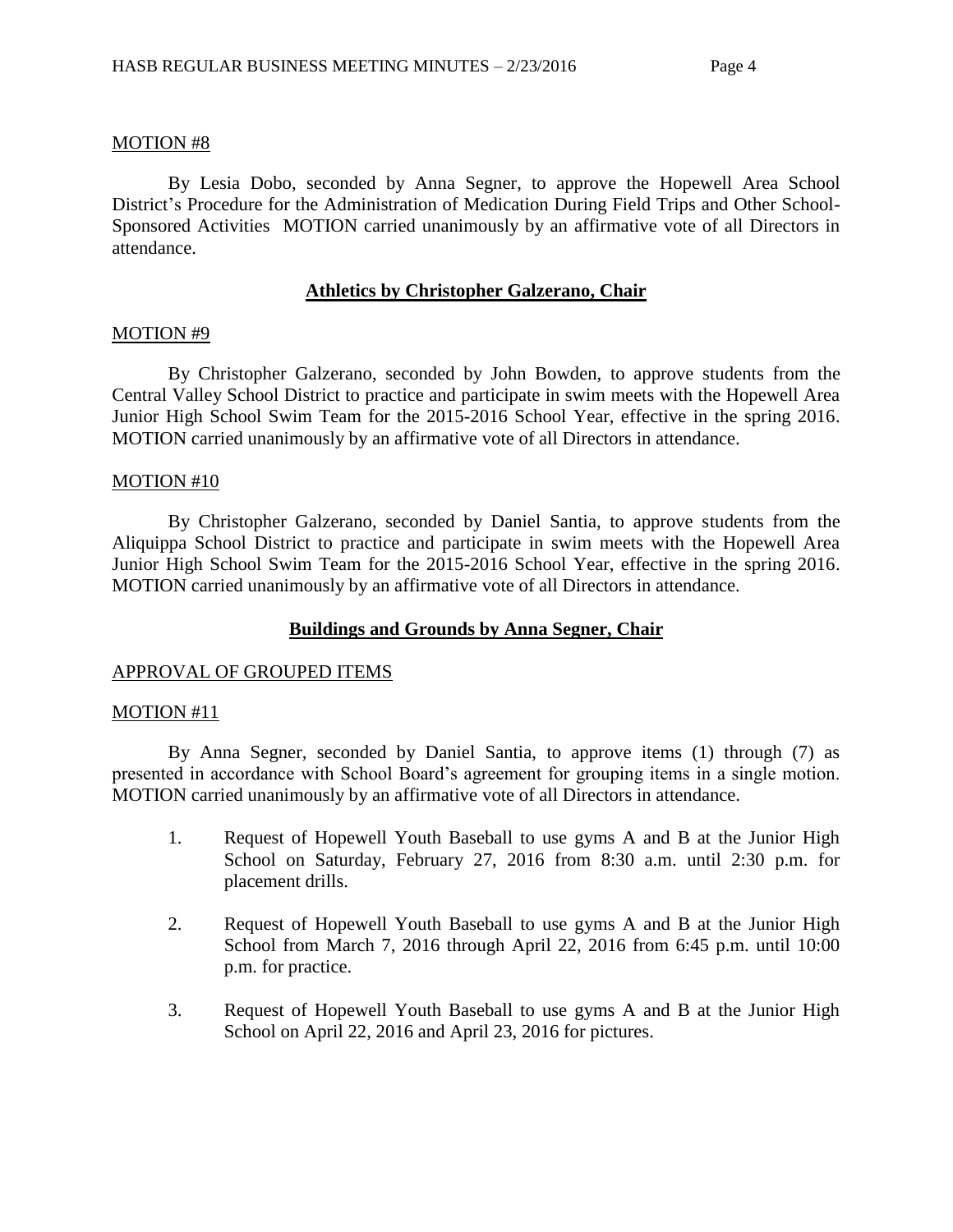MOTION #8

By Lesia Dobo, seconded by Anna Segner, to approve the Hopewell Area School District's Procedure for the Administration of Medication During Field Trips and Other School-Sponsored Activities MOTION carried unanimously by an affirmative vote of all Directors in attendance.

## **Athletics by Christopher Galzerano, Chair**

MOTION #9

By Christopher Galzerano, seconded by John Bowden, to approve students from the Central Valley School District to practice and participate in swim meets with the Hopewell Area Junior High School Swim Team for the 2015-2016 School Year, effective in the spring 2016. MOTION carried unanimously by an affirmative vote of all Directors in attendance.

MOTION #10

By Christopher Galzerano, seconded by Daniel Santia, to approve students from the Aliquippa School District to practice and participate in swim meets with the Hopewell Area Junior High School Swim Team for the 2015-2016 School Year, effective in the spring 2016. MOTION carried unanimously by an affirmative vote of all Directors in attendance.

## **Buildings and Grounds by Anna Segner, Chair**

APPROVAL OF GROUPED ITEMS

MOTION #11

By Anna Segner, seconded by Daniel Santia, to approve items (1) through (7) as presented in accordance with School Board's agreement for grouping items in a single motion. MOTION carried unanimously by an affirmative vote of all Directors in attendance.

1. Request of Hopewell Youth Baseball to use gyms A and B at the Junior High School on Saturday, February 27, 2016 from 8:30 a.m. until 2:30 p.m. for placement drills.

2. Request of Hopewell Youth Baseball to use gyms A and B at the Junior High School from March 7, 2016 through April 22, 2016 from 6:45 p.m. until 10:00 p.m. for practice.

3. Request of Hopewell Youth Baseball to use gyms A and B at the Junior High School on April 22, 2016 and April 23, 2016 for pictures.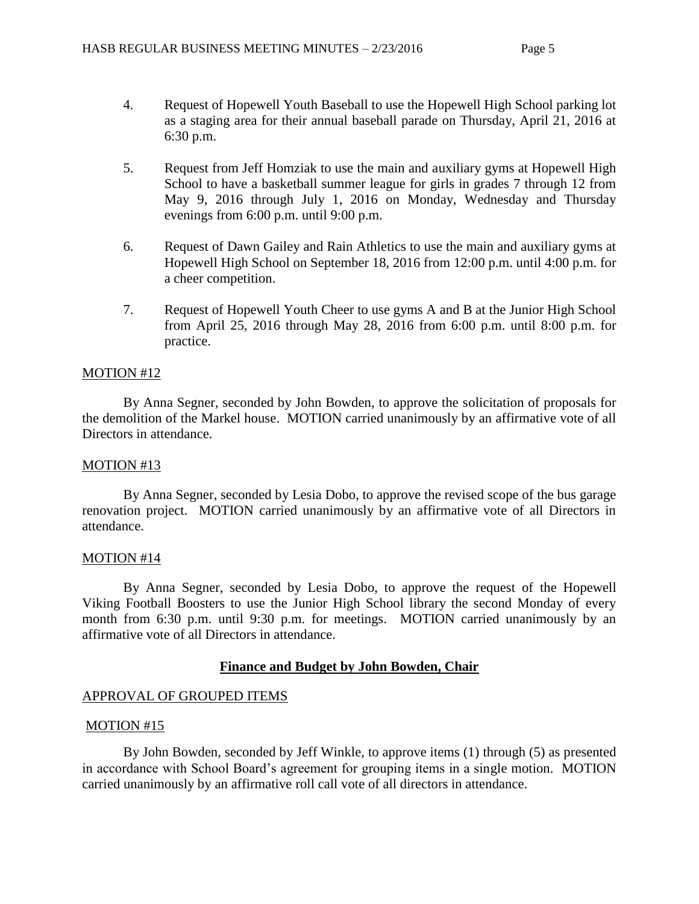4. Request of Hopewell Youth Baseball to use the Hopewell High School parking lot as a staging area for their annual baseball parade on Thursday, April 21, 2016 at 6:30 p.m.

5. Request from Jeff Homziak to use the main and auxiliary gyms at Hopewell High School to have a basketball summer league for girls in grades 7 through 12 from May 9, 2016 through July 1, 2016 on Monday, Wednesday and Thursday evenings from 6:00 p.m. until 9:00 p.m.

6. Request of Dawn Gailey and Rain Athletics to use the main and auxiliary gyms at Hopewell High School on September 18, 2016 from 12:00 p.m. until 4:00 p.m. for a cheer competition.

7. Request of Hopewell Youth Cheer to use gyms A and B at the Junior High School from April 25, 2016 through May 28, 2016 from 6:00 p.m. until 8:00 p.m. for practice.

MOTION #12

By Anna Segner, seconded by John Bowden, to approve the solicitation of proposals for the demolition of the Markel house. MOTION carried unanimously by an affirmative vote of all Directors in attendance.

MOTION #13

By Anna Segner, seconded by Lesia Dobo, to approve the revised scope of the bus garage renovation project. MOTION carried unanimously by an affirmative vote of all Directors in attendance.

MOTION #14

By Anna Segner, seconded by Lesia Dobo, to approve the request of the Hopewell Viking Football Boosters to use the Junior High School library the second Monday of every month from 6:30 p.m. until 9:30 p.m. for meetings. MOTION carried unanimously by an affirmative vote of all Directors in attendance.

## Finance and Budget by John Bowden, Chair

APPROVAL OF GROUPED ITEMS

MOTION #15

By John Bowden, seconded by Jeff Winkle, to approve items (1) through (5) as presented in accordance with School Board's agreement for grouping items in a single motion. MOTION carried unanimously by an affirmative roll call vote of all directors in attendance.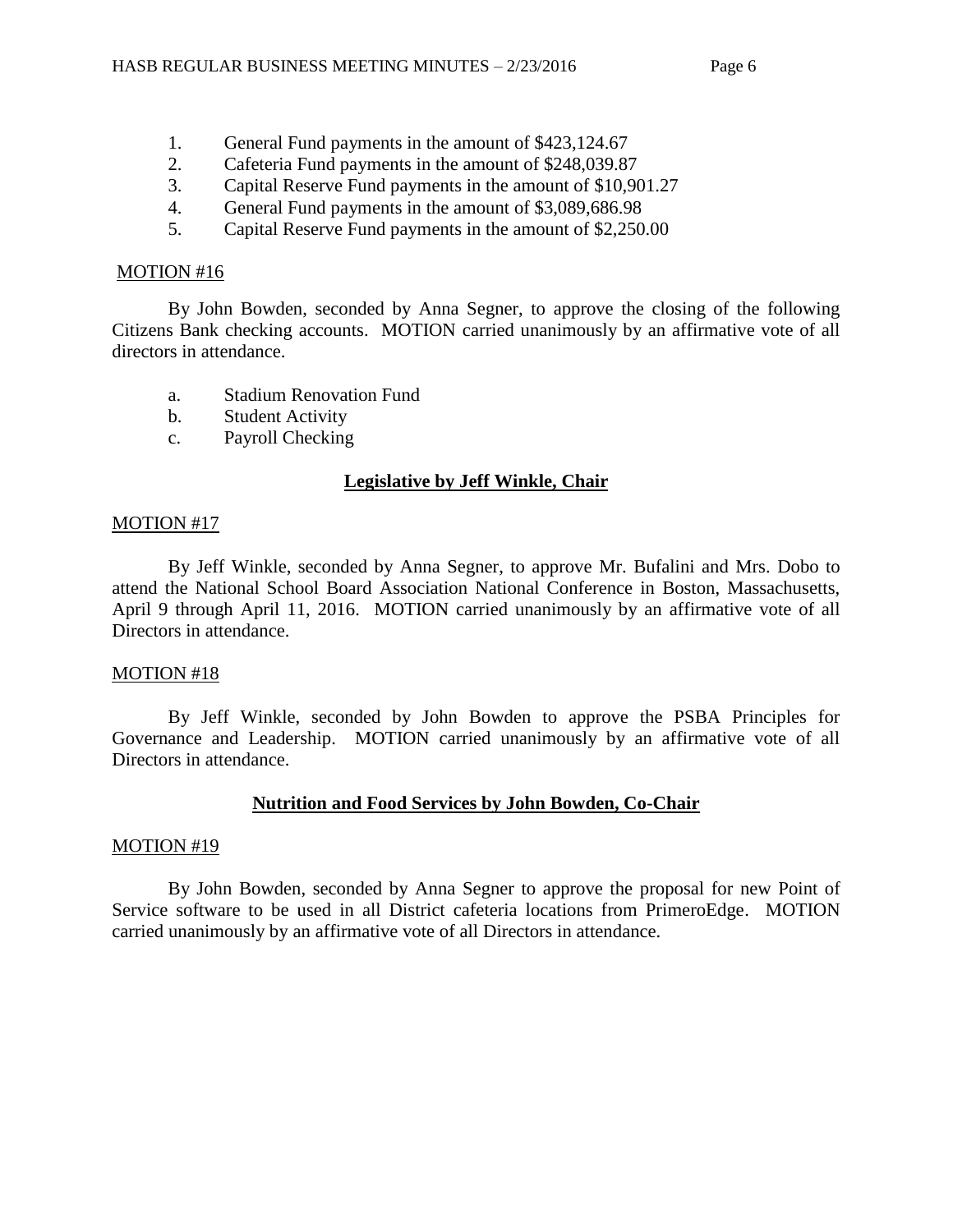1. General Fund payments in the amount of $423,124.67
2. Cafeteria Fund payments in the amount of $248,039.87
3. Capital Reserve Fund payments in the amount of $10,901.27
4. General Fund payments in the amount of $3,089,686.98
5. Capital Reserve Fund payments in the amount of $2,250.00

MOTION #16

By John Bowden, seconded by Anna Segner, to approve the closing of the following Citizens Bank checking accounts. MOTION carried unanimously by an affirmative vote of all directors in attendance.

a. Stadium Renovation Fund
b. Student Activity
c. Payroll Checking

**Legislative by Jeff Winkle, Chair**

MOTION #17

By Jeff Winkle, seconded by Anna Segner, to approve Mr. Bufalini and Mrs. Dobo to attend the National School Board Association National Conference in Boston, Massachusetts, April 9 through April 11, 2016. MOTION carried unanimously by an affirmative vote of all Directors in attendance.

MOTION #18

By Jeff Winkle, seconded by John Bowden to approve the PSBA Principles for Governance and Leadership. MOTION carried unanimously by an affirmative vote of all Directors in attendance.

**Nutrition and Food Services by John Bowden, Co-Chair**

MOTION #19

By John Bowden, seconded by Anna Segner to approve the proposal for new Point of Service software to be used in all District cafeteria locations from PrimeroEdge. MOTION carried unanimously by an affirmative vote of all Directors in attendance.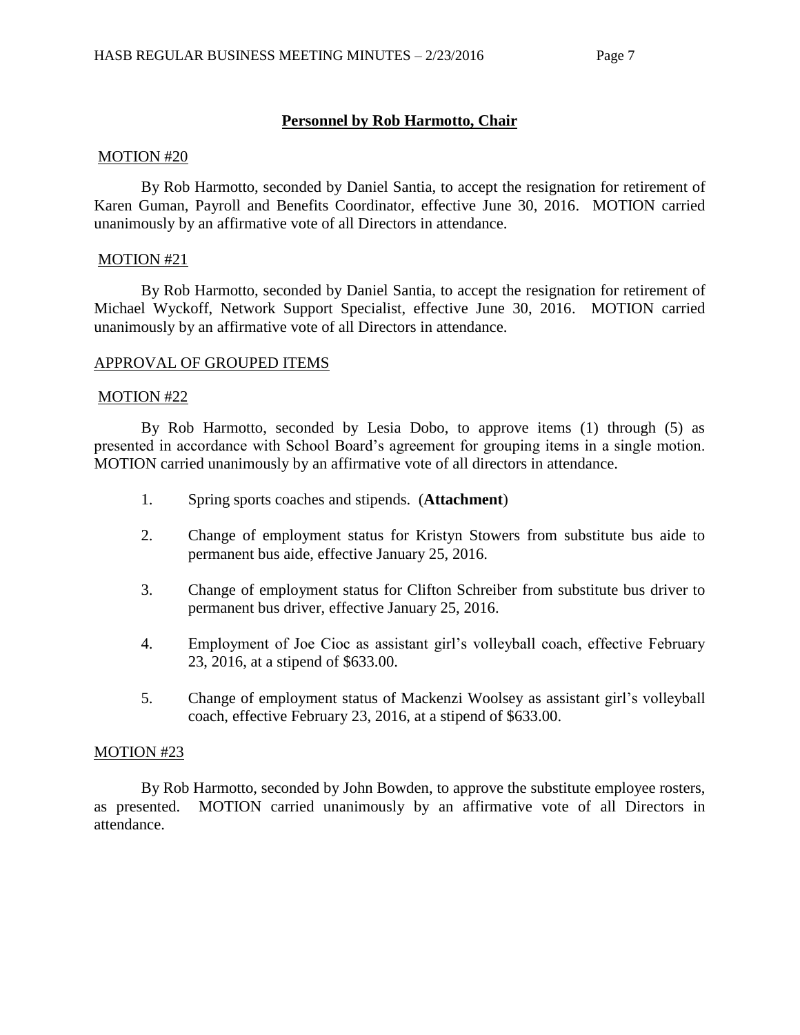## Personnel by Rob Harmotto, Chair

MOTION #20

By Rob Harmotto, seconded by Daniel Santia, to accept the resignation for retirement of Karen Guman, Payroll and Benefits Coordinator, effective June 30, 2016. MOTION carried unanimously by an affirmative vote of all Directors in attendance.

MOTION #21

By Rob Harmotto, seconded by Daniel Santia, to accept the resignation for retirement of Michael Wyckoff, Network Support Specialist, effective June 30, 2016. MOTION carried unanimously by an affirmative vote of all Directors in attendance.

APPROVAL OF GROUPED ITEMS

MOTION #22

By Rob Harmotto, seconded by Lesia Dobo, to approve items (1) through (5) as presented in accordance with School Board's agreement for grouping items in a single motion. MOTION carried unanimously by an affirmative vote of all directors in attendance.

1. Spring sports coaches and stipends. (**Attachment**)
2. Change of employment status for Kristyn Stowers from substitute bus aide to permanent bus aide, effective January 25, 2016.
3. Change of employment status for Clifton Schreiber from substitute bus driver to permanent bus driver, effective January 25, 2016.
4. Employment of Joe Cioc as assistant girl's volleyball coach, effective February 23, 2016, at a stipend of $633.00.
5. Change of employment status of Mackenzi Woolsey as assistant girl's volleyball coach, effective February 23, 2016, at a stipend of $633.00.

MOTION #23

By Rob Harmotto, seconded by John Bowden, to approve the substitute employee rosters, as presented. MOTION carried unanimously by an affirmative vote of all Directors in attendance.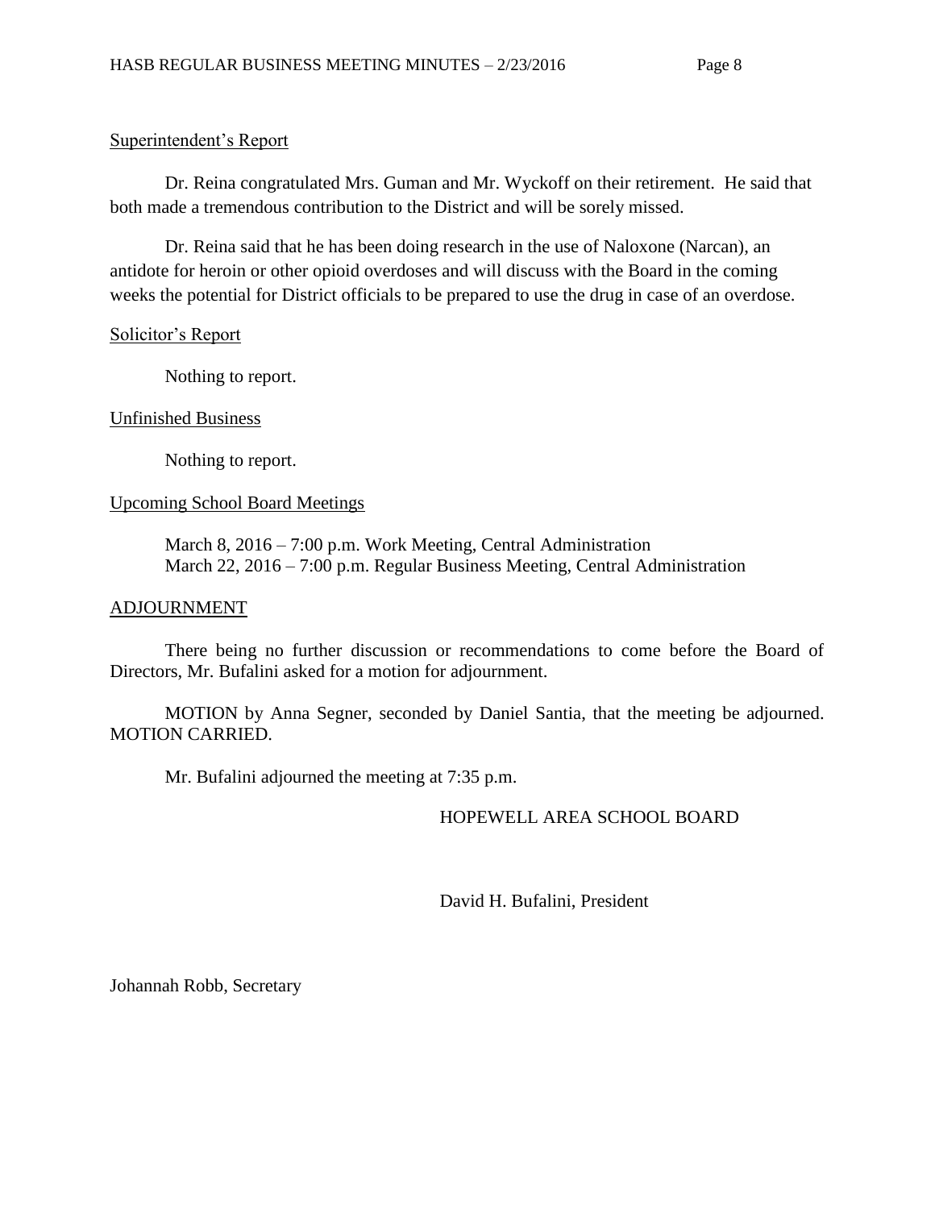## Superintendent's Report

Dr. Reina congratulated Mrs. Guman and Mr. Wyckoff on their retirement. He said that both made a tremendous contribution to the District and will be sorely missed.

Dr. Reina said that he has been doing research in the use of Naloxone (Narcan), an antidote for heroin or other opioid overdoses and will discuss with the Board in the coming weeks the potential for District officials to be prepared to use the drug in case of an overdose.

## Solicitor's Report

Nothing to report.

## Unfinished Business

Nothing to report.

## Upcoming School Board Meetings

March 8, 2016 – 7:00 p.m. Work Meeting, Central Administration
March 22, 2016 – 7:00 p.m. Regular Business Meeting, Central Administration

## ADJOURNMENT

There being no further discussion or recommendations to come before the Board of Directors, Mr. Bufalini asked for a motion for adjournment.

MOTION by Anna Segner, seconded by Daniel Santia, that the meeting be adjourned. MOTION CARRIED.

Mr. Bufalini adjourned the meeting at 7:35 p.m.

HOPEWELL AREA SCHOOL BOARD

David H. Bufalini, President

Johannah Robb, Secretary